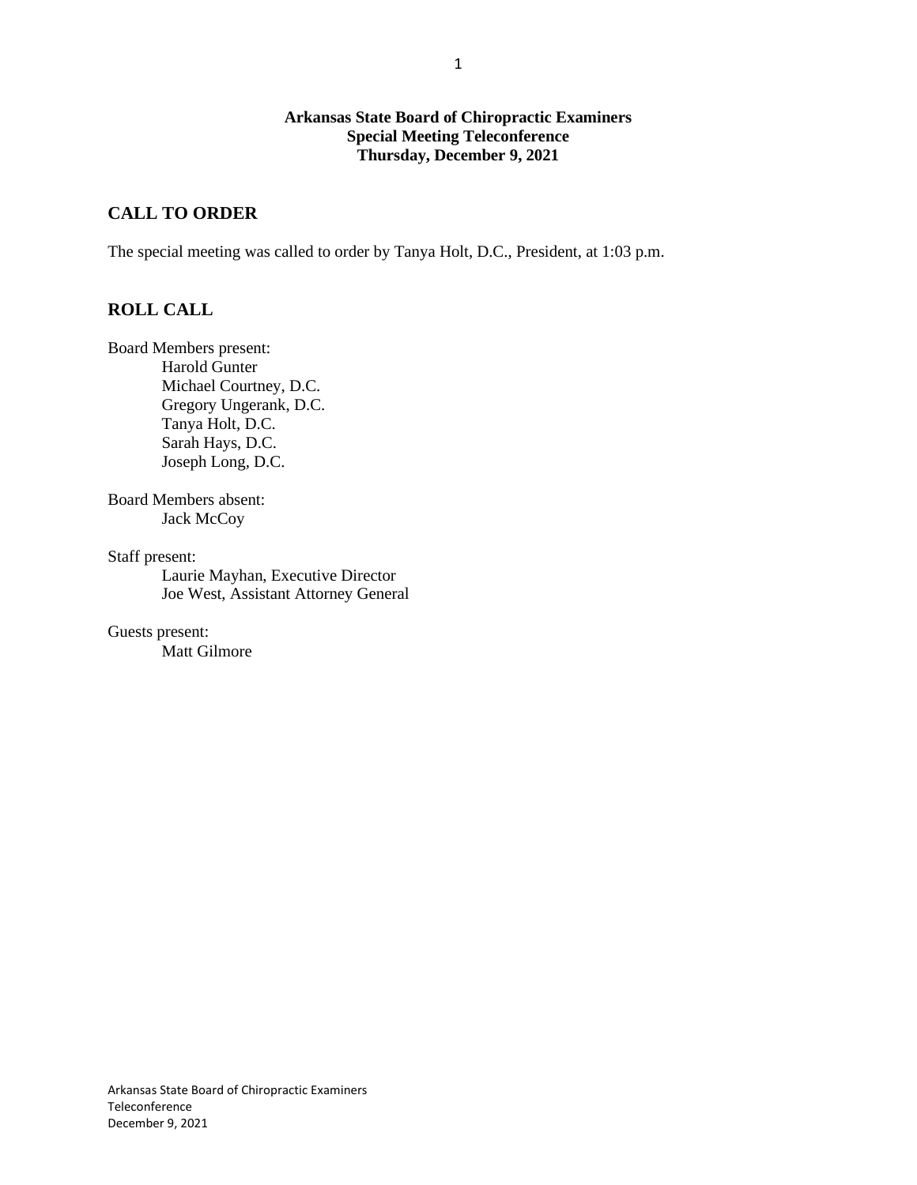**Arkansas State Board of Chiropractic Examiners**
**Special Meeting Teleconference**
**Thursday, December 9, 2021**

## CALL TO ORDER

The special meeting was called to order by Tanya Holt, D.C., President, at 1:03 p.m.

## ROLL CALL

Board Members present:
- Harold Gunter
- Michael Courtney, D.C.
- Gregory Ungerank, D.C.
- Tanya Holt, D.C.
- Sarah Hays, D.C.
- Joseph Long, D.C.

Board Members absent:
- Jack McCoy

Staff present:
- Laurie Mayhan, Executive Director
- Joe West, Assistant Attorney General

Guests present:
- Matt Gilmore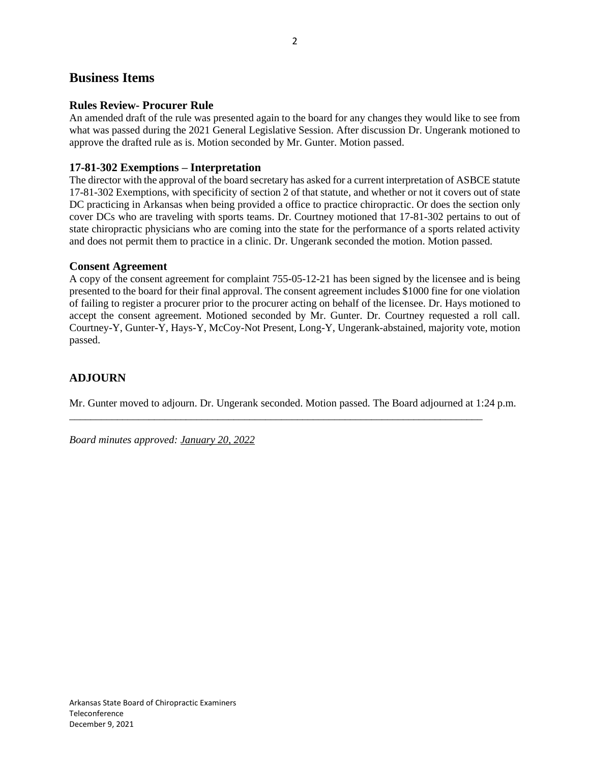## Business Items

### Rules Review- Procurer Rule

An amended draft of the rule was presented again to the board for any changes they would like to see from what was passed during the 2021 General Legislative Session. After discussion Dr. Ungerank motioned to approve the drafted rule as is. Motion seconded by Mr. Gunter. Motion passed.

### 17-81-302 Exemptions – Interpretation

The director with the approval of the board secretary has asked for a current interpretation of ASBCE statute 17-81-302 Exemptions, with specificity of section 2 of that statute, and whether or not it covers out of state DC practicing in Arkansas when being provided a office to practice chiropractic. Or does the section only cover DCs who are traveling with sports teams. Dr. Courtney motioned that 17-81-302 pertains to out of state chiropractic physicians who are coming into the state for the performance of a sports related activity and does not permit them to practice in a clinic. Dr. Ungerank seconded the motion. Motion passed.

### Consent Agreement

A copy of the consent agreement for complaint 755-05-12-21 has been signed by the licensee and is being presented to the board for their final approval. The consent agreement includes $1000 fine for one violation of failing to register a procurer prior to the procurer acting on behalf of the licensee. Dr. Hays motioned to accept the consent agreement. Motioned seconded by Mr. Gunter. Dr. Courtney requested a roll call. Courtney-Y, Gunter-Y, Hays-Y, McCoy-Not Present, Long-Y, Ungerank-abstained, majority vote, motion passed.

## ADJOURN

Mr. Gunter moved to adjourn. Dr. Ungerank seconded. Motion passed. The Board adjourned at 1:24 p.m.

---

*Board minutes approved: January 20, 2022*

Arkansas State Board of Chiropractic Examiners
Teleconference
December 9, 2021